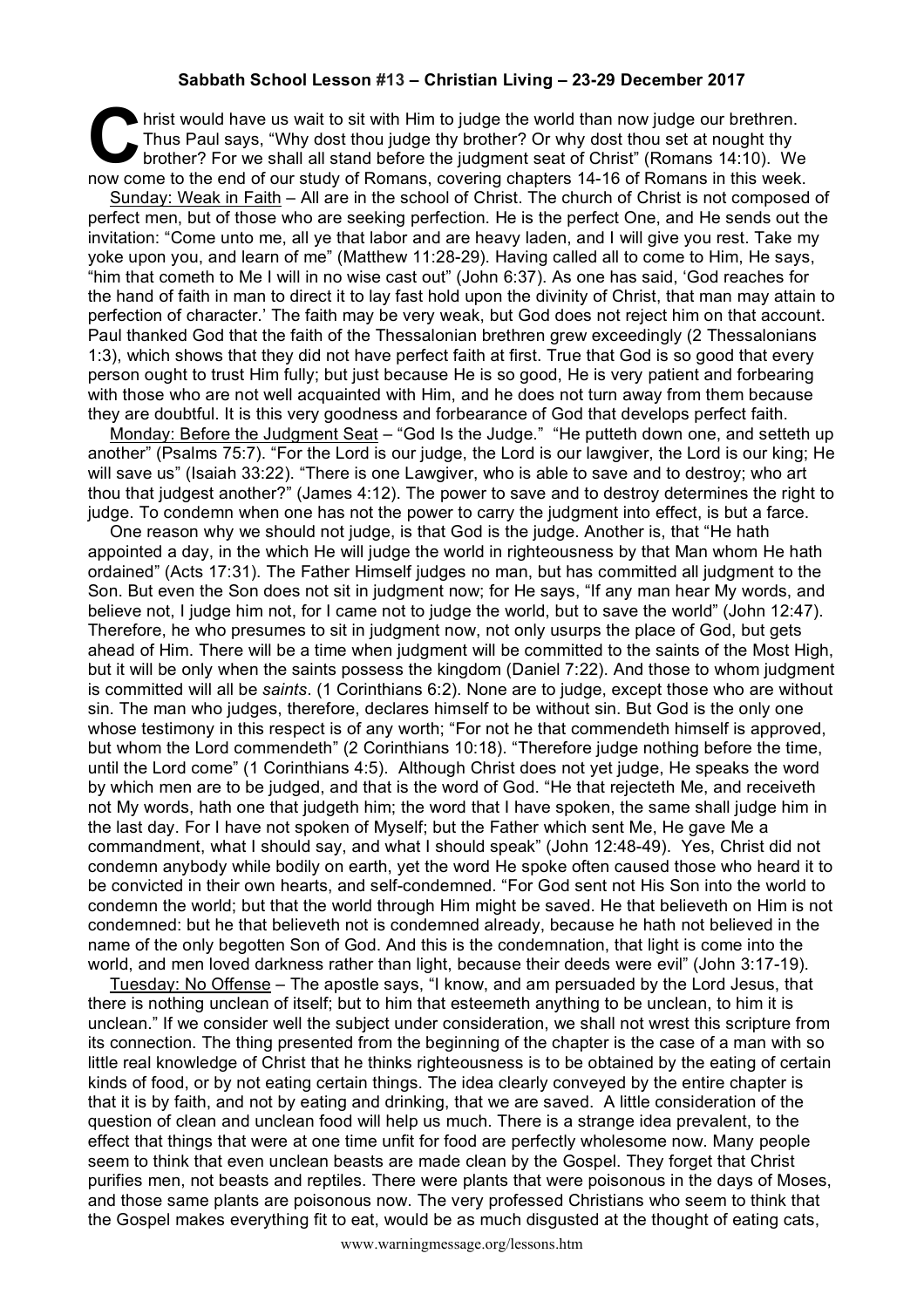**Sabbath School Lesson #13 – Christian Living – 23-29 December 2017**

Christ would have us wait to sit with Him to judge the world than now judge our brethren. Thus Paul says, "Why dost thou judge thy brother? Or why dost thou set at nought thy brother? For we shall all stand before the judgment seat of Christ" (Romans 14:10). We now come to the end of our study of Romans, covering chapters 14-16 of Romans in this week.

Sunday: Weak in Faith – All are in the school of Christ. The church of Christ is not composed of perfect men, but of those who are seeking perfection. He is the perfect One, and He sends out the invitation: "Come unto me, all ye that labor and are heavy laden, and I will give you rest. Take my yoke upon you, and learn of me" (Matthew 11:28-29). Having called all to come to Him, He says, "him that cometh to Me I will in no wise cast out" (John 6:37). As one has said, 'God reaches for the hand of faith in man to direct it to lay fast hold upon the divinity of Christ, that man may attain to perfection of character.' The faith may be very weak, but God does not reject him on that account. Paul thanked God that the faith of the Thessalonian brethren grew exceedingly (2 Thessalonians 1:3), which shows that they did not have perfect faith at first. True that God is so good that every person ought to trust Him fully; but just because He is so good, He is very patient and forbearing with those who are not well acquainted with Him, and he does not turn away from them because they are doubtful. It is this very goodness and forbearance of God that develops perfect faith.

Monday: Before the Judgment Seat – "God Is the Judge." "He putteth down one, and setteth up another" (Psalms 75:7). "For the Lord is our judge, the Lord is our lawgiver, the Lord is our king; He will save us" (Isaiah 33:22). "There is one Lawgiver, who is able to save and to destroy; who art thou that judgest another?" (James 4:12). The power to save and to destroy determines the right to judge. To condemn when one has not the power to carry the judgment into effect, is but a farce.

One reason why we should not judge, is that God is the judge. Another is, that "He hath appointed a day, in the which He will judge the world in righteousness by that Man whom He hath ordained" (Acts 17:31). The Father Himself judges no man, but has committed all judgment to the Son. But even the Son does not sit in judgment now; for He says, "If any man hear My words, and believe not, I judge him not, for I came not to judge the world, but to save the world" (John 12:47). Therefore, he who presumes to sit in judgment now, not only usurps the place of God, but gets ahead of Him. There will be a time when judgment will be committed to the saints of the Most High, but it will be only when the saints possess the kingdom (Daniel 7:22). And those to whom judgment is committed will all be *saints*. (1 Corinthians 6:2). None are to judge, except those who are without sin. The man who judges, therefore, declares himself to be without sin. But God is the only one whose testimony in this respect is of any worth; "For not he that commendeth himself is approved, but whom the Lord commendeth" (2 Corinthians 10:18). "Therefore judge nothing before the time, until the Lord come" (1 Corinthians 4:5). Although Christ does not yet judge, He speaks the word by which men are to be judged, and that is the word of God. "He that rejecteth Me, and receiveth not My words, hath one that judgeth him; the word that I have spoken, the same shall judge him in the last day. For I have not spoken of Myself; but the Father which sent Me, He gave Me a commandment, what I should say, and what I should speak" (John 12:48-49). Yes, Christ did not condemn anybody while bodily on earth, yet the word He spoke often caused those who heard it to be convicted in their own hearts, and self-condemned. "For God sent not His Son into the world to condemn the world; but that the world through Him might be saved. He that believeth on Him is not condemned: but he that believeth not is condemned already, because he hath not believed in the name of the only begotten Son of God. And this is the condemnation, that light is come into the world, and men loved darkness rather than light, because their deeds were evil" (John 3:17-19).

Tuesday: No Offense – The apostle says, "I know, and am persuaded by the Lord Jesus, that there is nothing unclean of itself; but to him that esteemeth anything to be unclean, to him it is unclean." If we consider well the subject under consideration, we shall not wrest this scripture from its connection. The thing presented from the beginning of the chapter is the case of a man with so little real knowledge of Christ that he thinks righteousness is to be obtained by the eating of certain kinds of food, or by not eating certain things. The idea clearly conveyed by the entire chapter is that it is by faith, and not by eating and drinking, that we are saved. A little consideration of the question of clean and unclean food will help us much. There is a strange idea prevalent, to the effect that things that were at one time unfit for food are perfectly wholesome now. Many people seem to think that even unclean beasts are made clean by the Gospel. They forget that Christ purifies men, not beasts and reptiles. There were plants that were poisonous in the days of Moses, and those same plants are poisonous now. The very professed Christians who seem to think that the Gospel makes everything fit to eat, would be as much disgusted at the thought of eating cats,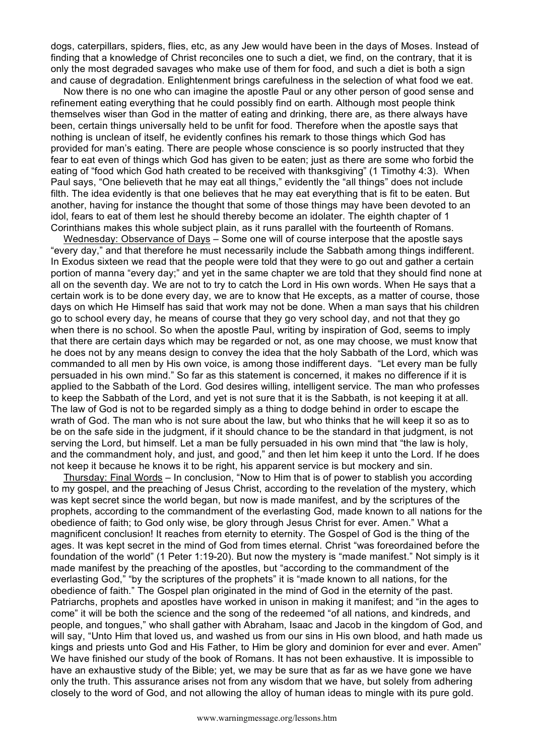dogs, caterpillars, spiders, flies, etc, as any Jew would have been in the days of Moses. Instead of finding that a knowledge of Christ reconciles one to such a diet, we find, on the contrary, that it is only the most degraded savages who make use of them for food, and such a diet is both a sign and cause of degradation. Enlightenment brings carefulness in the selection of what food we eat.

Now there is no one who can imagine the apostle Paul or any other person of good sense and refinement eating everything that he could possibly find on earth. Although most people think themselves wiser than God in the matter of eating and drinking, there are, as there always have been, certain things universally held to be unfit for food. Therefore when the apostle says that nothing is unclean of itself, he evidently confines his remark to those things which God has provided for man's eating. There are people whose conscience is so poorly instructed that they fear to eat even of things which God has given to be eaten; just as there are some who forbid the eating of "food which God hath created to be received with thanksgiving" (1 Timothy 4:3). When Paul says, "One believeth that he may eat all things," evidently the "all things" does not include filth. The idea evidently is that one believes that he may eat everything that is fit to be eaten. But another, having for instance the thought that some of those things may have been devoted to an idol, fears to eat of them lest he should thereby become an idolater. The eighth chapter of 1 Corinthians makes this whole subject plain, as it runs parallel with the fourteenth of Romans.

Wednesday: Observance of Days – Some one will of course interpose that the apostle says "every day," and that therefore he must necessarily include the Sabbath among things indifferent. In Exodus sixteen we read that the people were told that they were to go out and gather a certain portion of manna "every day;" and yet in the same chapter we are told that they should find none at all on the seventh day. We are not to try to catch the Lord in His own words. When He says that a certain work is to be done every day, we are to know that He excepts, as a matter of course, those days on which He Himself has said that work may not be done. When a man says that his children go to school every day, he means of course that they go very school day, and not that they go when there is no school. So when the apostle Paul, writing by inspiration of God, seems to imply that there are certain days which may be regarded or not, as one may choose, we must know that he does not by any means design to convey the idea that the holy Sabbath of the Lord, which was commanded to all men by His own voice, is among those indifferent days. "Let every man be fully persuaded in his own mind." So far as this statement is concerned, it makes no difference if it is applied to the Sabbath of the Lord. God desires willing, intelligent service. The man who professes to keep the Sabbath of the Lord, and yet is not sure that it is the Sabbath, is not keeping it at all. The law of God is not to be regarded simply as a thing to dodge behind in order to escape the wrath of God. The man who is not sure about the law, but who thinks that he will keep it so as to be on the safe side in the judgment, if it should chance to be the standard in that judgment, is not serving the Lord, but himself. Let a man be fully persuaded in his own mind that "the law is holy, and the commandment holy, and just, and good," and then let him keep it unto the Lord. If he does not keep it because he knows it to be right, his apparent service is but mockery and sin.

Thursday: Final Words – In conclusion, "Now to Him that is of power to stablish you according to my gospel, and the preaching of Jesus Christ, according to the revelation of the mystery, which was kept secret since the world began, but now is made manifest, and by the scriptures of the prophets, according to the commandment of the everlasting God, made known to all nations for the obedience of faith; to God only wise, be glory through Jesus Christ for ever. Amen." What a magnificent conclusion! It reaches from eternity to eternity. The Gospel of God is the thing of the ages. It was kept secret in the mind of God from times eternal. Christ "was foreordained before the foundation of the world" (1 Peter 1:19-20). But now the mystery is "made manifest." Not simply is it made manifest by the preaching of the apostles, but "according to the commandment of the everlasting God," "by the scriptures of the prophets" it is "made known to all nations, for the obedience of faith." The Gospel plan originated in the mind of God in the eternity of the past. Patriarchs, prophets and apostles have worked in unison in making it manifest; and "in the ages to come" it will be both the science and the song of the redeemed "of all nations, and kindreds, and people, and tongues," who shall gather with Abraham, Isaac and Jacob in the kingdom of God, and will say, "Unto Him that loved us, and washed us from our sins in His own blood, and hath made us kings and priests unto God and His Father, to Him be glory and dominion for ever and ever. Amen" We have finished our study of the book of Romans. It has not been exhaustive. It is impossible to have an exhaustive study of the Bible; yet, we may be sure that as far as we have gone we have only the truth. This assurance arises not from any wisdom that we have, but solely from adhering closely to the word of God, and not allowing the alloy of human ideas to mingle with its pure gold.